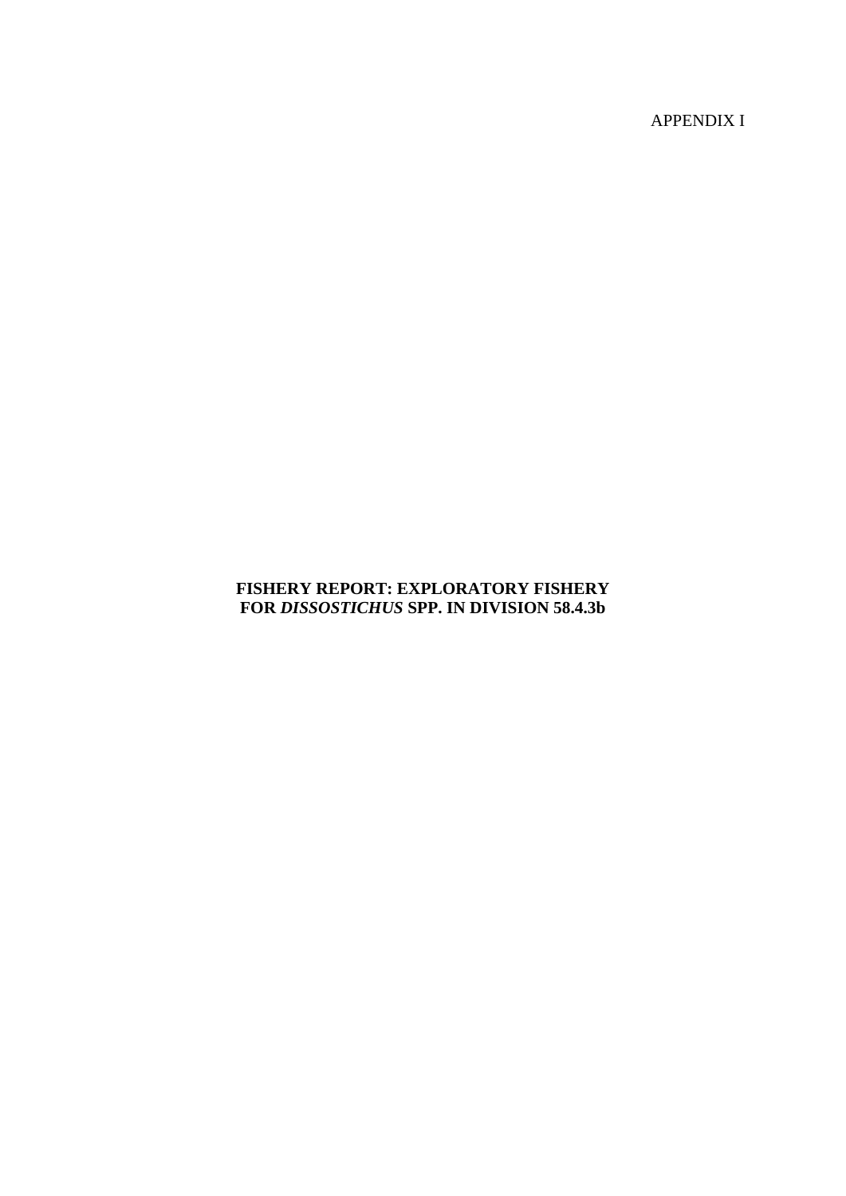APPENDIX I

# FISHERY REPORT: EXPLORATORY FISHERY FOR *DISSOSTICHUS* SPP. IN DIVISION 58.4.3b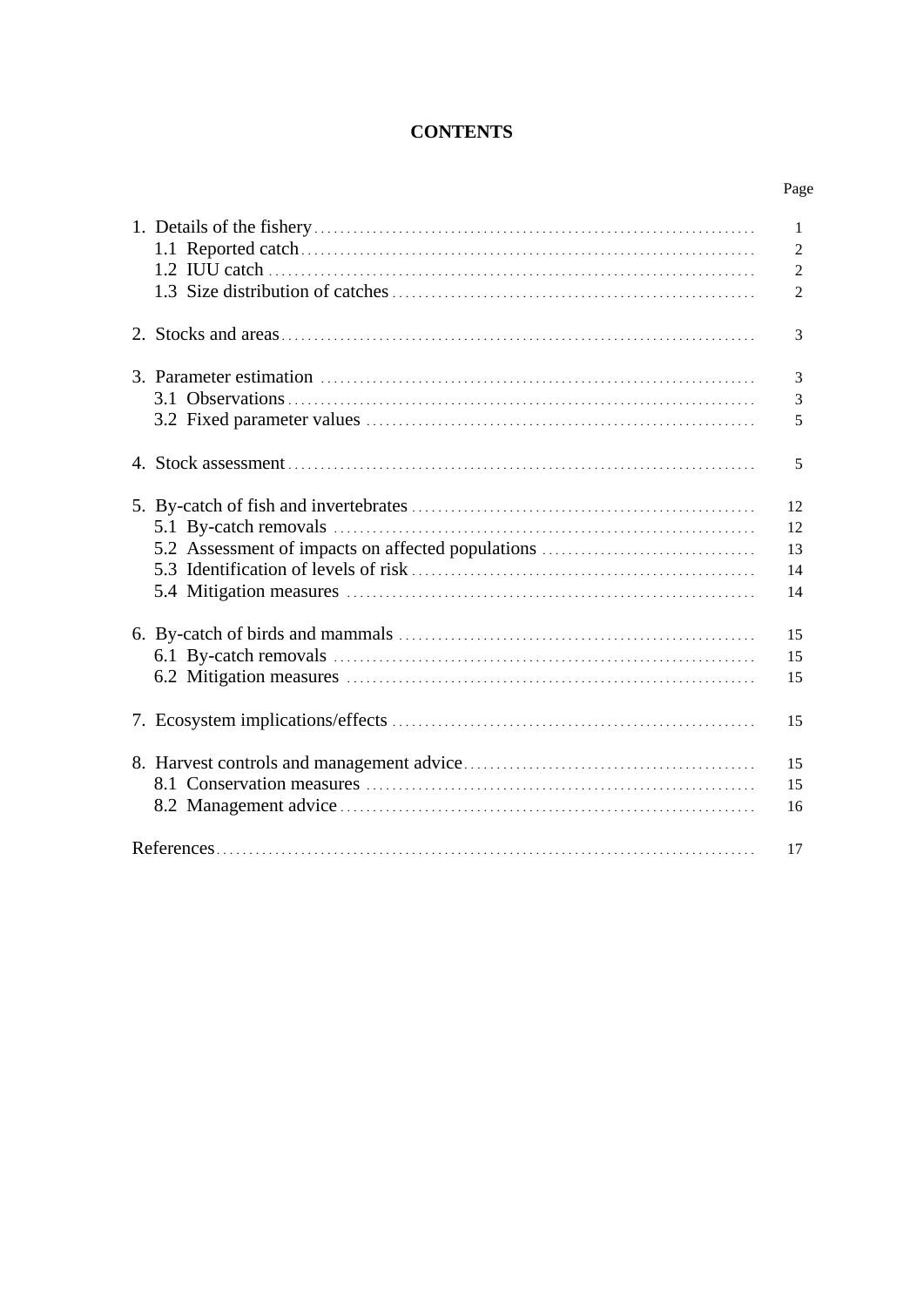# CONTENTS

| | Page |
|---|---|
| 1. Details of the fishery | 1 |
| 1.1 Reported catch | 2 |
| 1.2 IUU catch | 2 |
| 1.3 Size distribution of catches | 2 |
| 2. Stocks and areas | 3 |
| 3. Parameter estimation | 3 |
| 3.1 Observations | 3 |
| 3.2 Fixed parameter values | 5 |
| 4. Stock assessment | 5 |
| 5. By-catch of fish and invertebrates | 12 |
| 5.1 By-catch removals | 12 |
| 5.2 Assessment of impacts on affected populations | 13 |
| 5.3 Identification of levels of risk | 14 |
| 5.4 Mitigation measures | 14 |
| 6. By-catch of birds and mammals | 15 |
| 6.1 By-catch removals | 15 |
| 6.2 Mitigation measures | 15 |
| 7. Ecosystem implications/effects | 15 |
| 8. Harvest controls and management advice | 15 |
| 8.1 Conservation measures | 15 |
| 8.2 Management advice | 16 |
| References | 17 |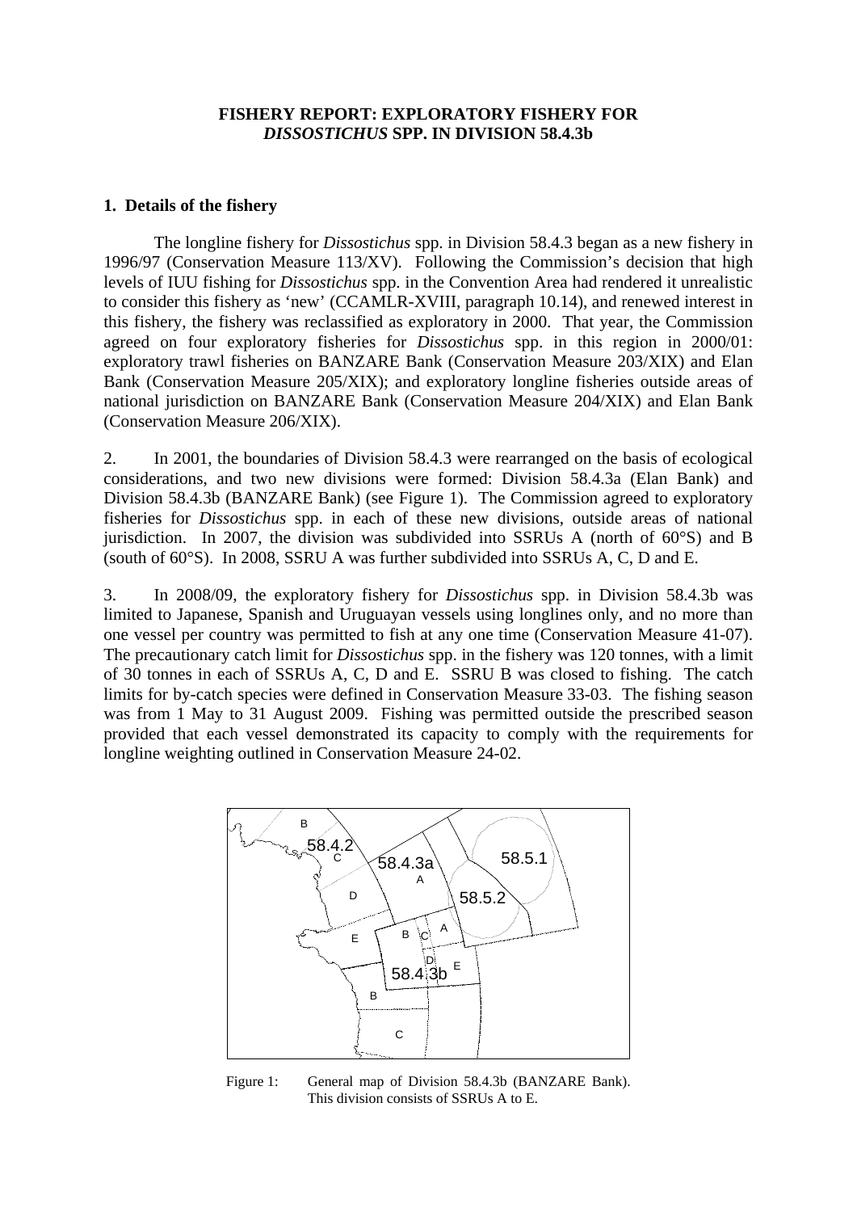**FISHERY REPORT: EXPLORATORY FISHERY FOR *DISSOSTICHUS* SPP. IN DIVISION 58.4.3b**

## 1. Details of the fishery

The longline fishery for *Dissostichus* spp. in Division 58.4.3 began as a new fishery in 1996/97 (Conservation Measure 113/XV). Following the Commission's decision that high levels of IUU fishing for *Dissostichus* spp. in the Convention Area had rendered it unrealistic to consider this fishery as 'new' (CCAMLR-XVIII, paragraph 10.14), and renewed interest in this fishery, the fishery was reclassified as exploratory in 2000. That year, the Commission agreed on four exploratory fisheries for *Dissostichus* spp. in this region in 2000/01: exploratory trawl fisheries on BANZARE Bank (Conservation Measure 203/XIX) and Elan Bank (Conservation Measure 205/XIX); and exploratory longline fisheries outside areas of national jurisdiction on BANZARE Bank (Conservation Measure 204/XIX) and Elan Bank (Conservation Measure 206/XIX).

2. In 2001, the boundaries of Division 58.4.3 were rearranged on the basis of ecological considerations, and two new divisions were formed: Division 58.4.3a (Elan Bank) and Division 58.4.3b (BANZARE Bank) (see Figure 1). The Commission agreed to exploratory fisheries for *Dissostichus* spp. in each of these new divisions, outside areas of national jurisdiction. In 2007, the division was subdivided into SSRUs A (north of 60°S) and B (south of 60°S). In 2008, SSRU A was further subdivided into SSRUs A, C, D and E.

3. In 2008/09, the exploratory fishery for *Dissostichus* spp. in Division 58.4.3b was limited to Japanese, Spanish and Uruguayan vessels using longlines only, and no more than one vessel per country was permitted to fish at any one time (Conservation Measure 41-07). The precautionary catch limit for *Dissostichus* spp. in the fishery was 120 tonnes, with a limit of 30 tonnes in each of SSRUs A, C, D and E. SSRU B was closed to fishing. The catch limits for by-catch species were defined in Conservation Measure 33-03. The fishing season was from 1 May to 31 August 2009. Fishing was permitted outside the prescribed season provided that each vessel demonstrated its capacity to comply with the requirements for longline weighting outlined in Conservation Measure 24-02.

Figure 1: General map of Division 58.4.3b (BANZARE Bank). This division consists of SSRUs A to E.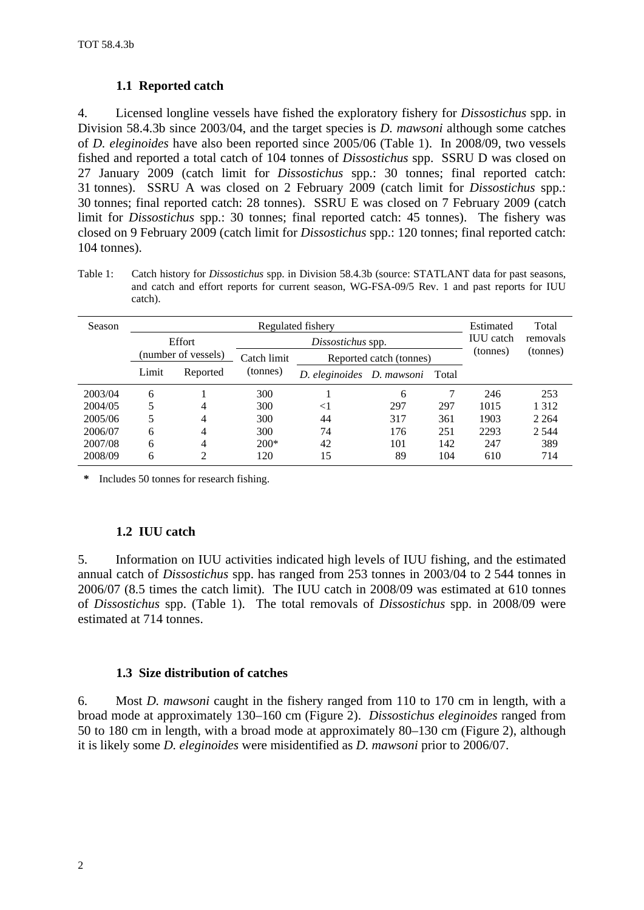### 1.1 Reported catch

4. Licensed longline vessels have fished the exploratory fishery for *Dissostichus* spp. in Division 58.4.3b since 2003/04, and the target species is *D. mawsoni* although some catches of *D. eleginoides* have also been reported since 2005/06 (Table 1). In 2008/09, two vessels fished and reported a total catch of 104 tonnes of *Dissostichus* spp. SSRU D was closed on 27 January 2009 (catch limit for *Dissostichus* spp.: 30 tonnes; final reported catch: 31 tonnes). SSRU A was closed on 2 February 2009 (catch limit for *Dissostichus* spp.: 30 tonnes; final reported catch: 28 tonnes). SSRU E was closed on 7 February 2009 (catch limit for *Dissostichus* spp.: 30 tonnes; final reported catch: 45 tonnes). The fishery was closed on 9 February 2009 (catch limit for *Dissostichus* spp.: 120 tonnes; final reported catch: 104 tonnes).

Table 1: Catch history for *Dissostichus* spp. in Division 58.4.3b (source: STATLANT data for past seasons, and catch and effort reports for current season, WG-FSA-09/5 Rev. 1 and past reports for IUU catch).

| Season | Regulated fishery | | | | | | Estimated IUU catch (tonnes) | Total removals (tonnes) |
|---|---|---|---|---|---|---|---|---|
| | Effort (number of vessels) | | *Dissostichus* spp. | | | | | |
| | | | Catch limit (tonnes) | Reported catch (tonnes) | | | | |
| | Limit | Reported | | *D. eleginoides* | *D. mawsoni* | Total | | |
| 2003/04 | 6 | 1 | 300 | 1 | 6 | 7 | 246 | 253 |
| 2004/05 | 5 | 4 | 300 | <1 | 297 | 297 | 1015 | 1 312 |
| 2005/06 | 5 | 4 | 300 | 44 | 317 | 361 | 1903 | 2 264 |
| 2006/07 | 6 | 4 | 300 | 74 | 176 | 251 | 2293 | 2 544 |
| 2007/08 | 6 | 4 | 200* | 42 | 101 | 142 | 247 | 389 |
| 2008/09 | 6 | 2 | 120 | 15 | 89 | 104 | 610 | 714 |

\* Includes 50 tonnes for research fishing.

### 1.2 IUU catch

5. Information on IUU activities indicated high levels of IUU fishing, and the estimated annual catch of *Dissostichus* spp. has ranged from 253 tonnes in 2003/04 to 2 544 tonnes in 2006/07 (8.5 times the catch limit). The IUU catch in 2008/09 was estimated at 610 tonnes of *Dissostichus* spp. (Table 1). The total removals of *Dissostichus* spp. in 2008/09 were estimated at 714 tonnes.

### 1.3 Size distribution of catches

6. Most *D. mawsoni* caught in the fishery ranged from 110 to 170 cm in length, with a broad mode at approximately 130–160 cm (Figure 2). *Dissostichus eleginoides* ranged from 50 to 180 cm in length, with a broad mode at approximately 80–130 cm (Figure 2), although it is likely some *D. eleginoides* were misidentified as *D. mawsoni* prior to 2006/07.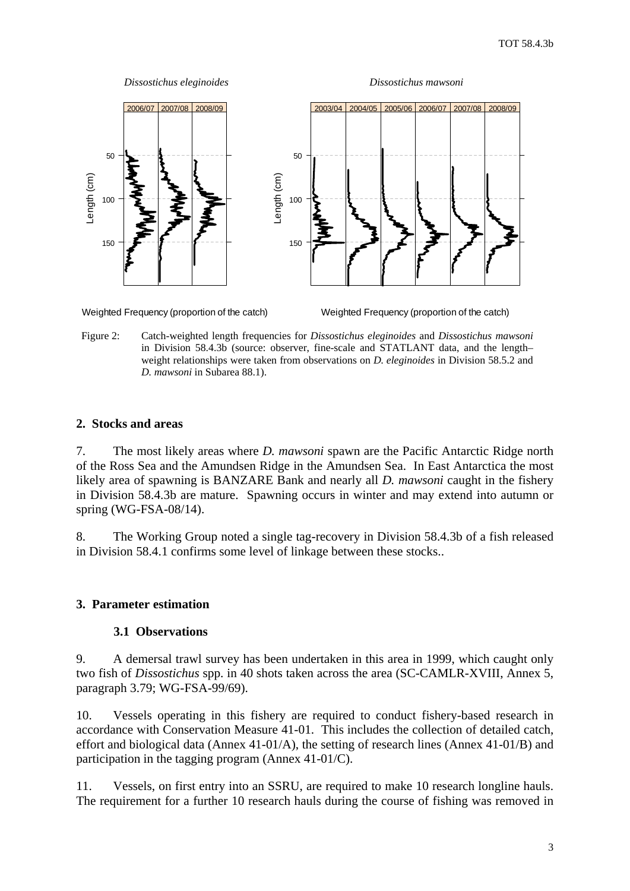*Dissostichus eleginoides* *Dissostichus mawsoni*

Figure 2: Catch-weighted length frequencies for *Dissostichus eleginoides* and *Dissostichus mawsoni* in Division 58.4.3b (source: observer, fine-scale and STATLANT data, and the length–weight relationships were taken from observations on *D. eleginoides* in Division 58.5.2 and *D. mawsoni* in Subarea 88.1).

## 2. Stocks and areas

7. The most likely areas where *D. mawsoni* spawn are the Pacific Antarctic Ridge north of the Ross Sea and the Amundsen Ridge in the Amundsen Sea. In East Antarctica the most likely area of spawning is BANZARE Bank and nearly all *D. mawsoni* caught in the fishery in Division 58.4.3b are mature. Spawning occurs in winter and may extend into autumn or spring (WG-FSA-08/14).

8. The Working Group noted a single tag-recovery in Division 58.4.3b of a fish released in Division 58.4.1 confirms some level of linkage between these stocks..

## 3. Parameter estimation

### 3.1 Observations

9. A demersal trawl survey has been undertaken in this area in 1999, which caught only two fish of *Dissostichus* spp. in 40 shots taken across the area (SC-CAMLR-XVIII, Annex 5, paragraph 3.79; WG-FSA-99/69).

10. Vessels operating in this fishery are required to conduct fishery-based research in accordance with Conservation Measure 41-01. This includes the collection of detailed catch, effort and biological data (Annex 41-01/A), the setting of research lines (Annex 41-01/B) and participation in the tagging program (Annex 41-01/C).

11. Vessels, on first entry into an SSRU, are required to make 10 research longline hauls. The requirement for a further 10 research hauls during the course of fishing was removed in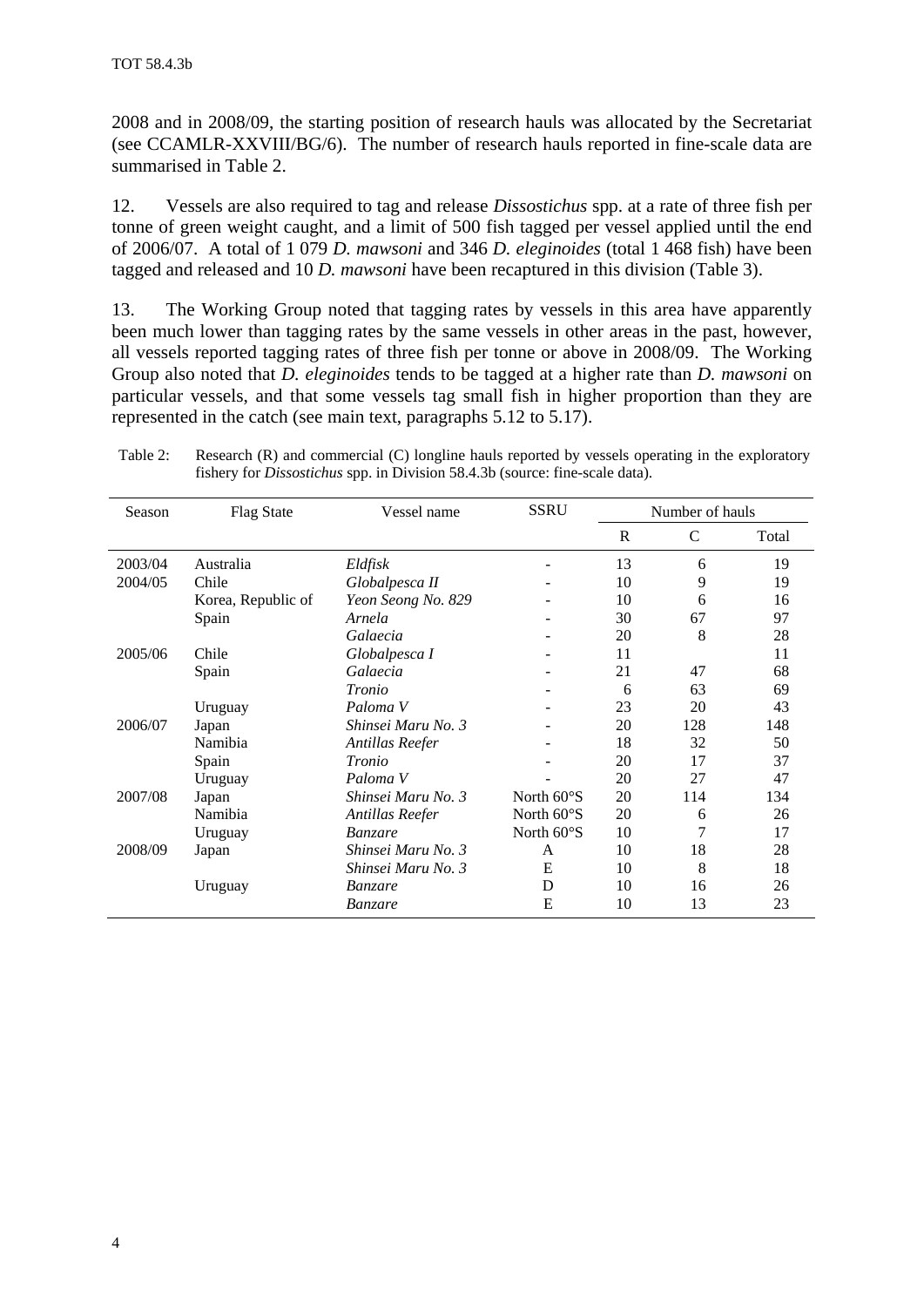2008 and in 2008/09, the starting position of research hauls was allocated by the Secretariat (see CCAMLR-XXVIII/BG/6). The number of research hauls reported in fine-scale data are summarised in Table 2.

12. Vessels are also required to tag and release *Dissostichus* spp. at a rate of three fish per tonne of green weight caught, and a limit of 500 fish tagged per vessel applied until the end of 2006/07. A total of 1 079 *D. mawsoni* and 346 *D. eleginoides* (total 1 468 fish) have been tagged and released and 10 *D. mawsoni* have been recaptured in this division (Table 3).

13. The Working Group noted that tagging rates by vessels in this area have apparently been much lower than tagging rates by the same vessels in other areas in the past, however, all vessels reported tagging rates of three fish per tonne or above in 2008/09. The Working Group also noted that *D. eleginoides* tends to be tagged at a higher rate than *D. mawsoni* on particular vessels, and that some vessels tag small fish in higher proportion than they are represented in the catch (see main text, paragraphs 5.12 to 5.17).

Table 2: Research (R) and commercial (C) longline hauls reported by vessels operating in the exploratory fishery for *Dissostichus* spp. in Division 58.4.3b (source: fine-scale data).

| Season | Flag State | Vessel name | SSRU | Number of hauls | | |
|---|---|---|---|---|---|---|
| | | | | R | C | Total |
| 2003/04 | Australia | *Eldfisk* | - | 13 | 6 | 19 |
| 2004/05 | Chile | *Globalpesca II* | - | 10 | 9 | 19 |
| | Korea, Republic of | *Yeon Seong No. 829* | - | 10 | 6 | 16 |
| | Spain | *Arnela* | - | 30 | 67 | 97 |
| | | *Galaecia* | - | 20 | 8 | 28 |
| 2005/06 | Chile | *Globalpesca I* | - | 11 | | 11 |
| | Spain | *Galaecia* | - | 21 | 47 | 68 |
| | | *Tronio* | - | 6 | 63 | 69 |
| | Uruguay | *Paloma V* | - | 23 | 20 | 43 |
| 2006/07 | Japan | *Shinsei Maru No. 3* | - | 20 | 128 | 148 |
| | Namibia | *Antillas Reefer* | - | 18 | 32 | 50 |
| | Spain | *Tronio* | - | 20 | 17 | 37 |
| | Uruguay | *Paloma V* | - | 20 | 27 | 47 |
| 2007/08 | Japan | *Shinsei Maru No. 3* | North 60°S | 20 | 114 | 134 |
| | Namibia | *Antillas Reefer* | North 60°S | 20 | 6 | 26 |
| | Uruguay | *Banzare* | North 60°S | 10 | 7 | 17 |
| 2008/09 | Japan | *Shinsei Maru No. 3* | A | 10 | 18 | 28 |
| | | *Shinsei Maru No. 3* | E | 10 | 8 | 18 |
| | Uruguay | *Banzare* | D | 10 | 16 | 26 |
| | | *Banzare* | E | 10 | 13 | 23 |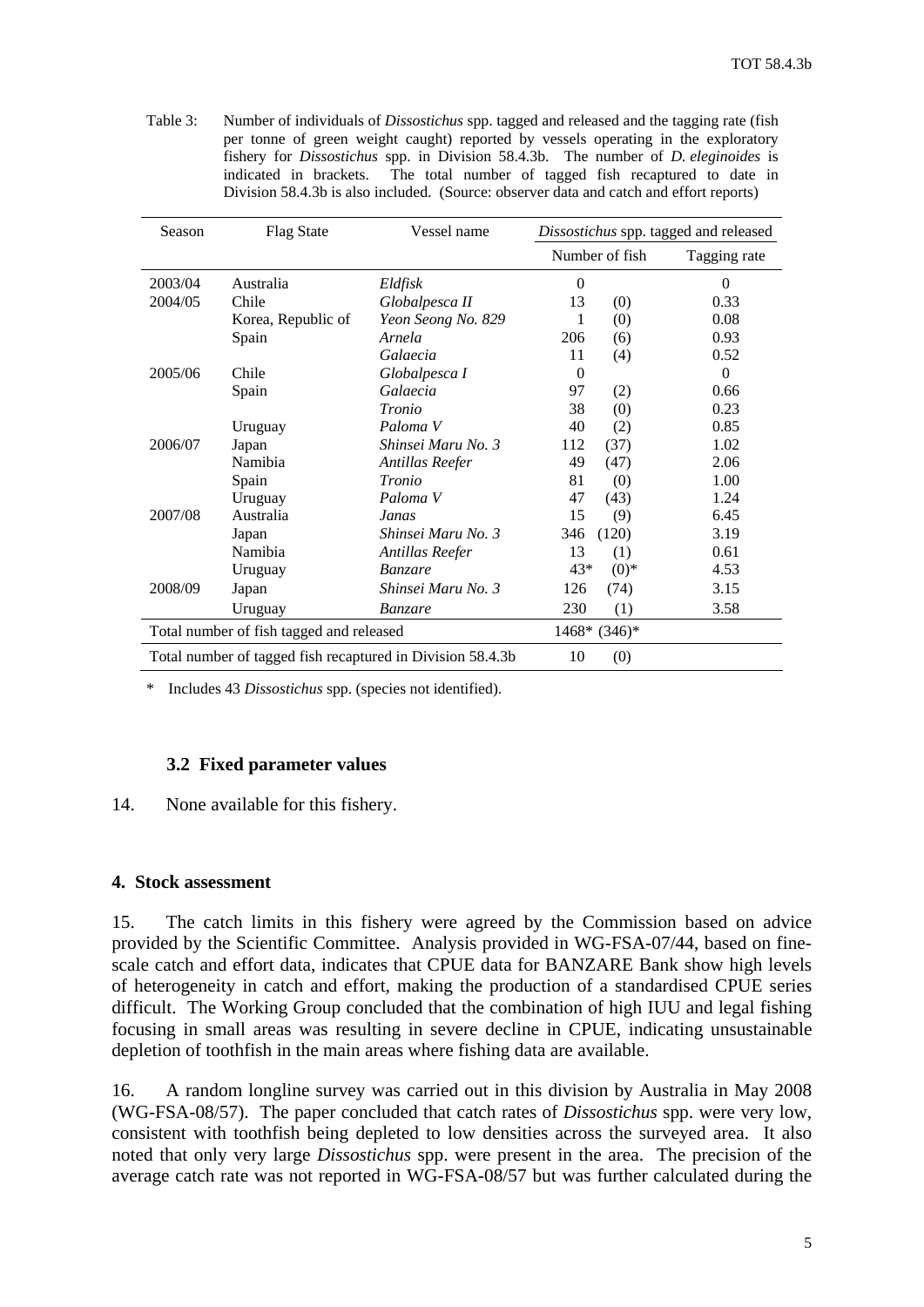Table 3: Number of individuals of *Dissostichus* spp. tagged and released and the tagging rate (fish per tonne of green weight caught) reported by vessels operating in the exploratory fishery for *Dissostichus* spp. in Division 58.4.3b. The number of *D. eleginoides* is indicated in brackets. The total number of tagged fish recaptured to date in Division 58.4.3b is also included. (Source: observer data and catch and effort reports)

| Season | Flag State | Vessel name | *Dissostichus* spp. tagged and released | |
|---|---|---|---|---|
| | | | Number of fish | Tagging rate |
| 2003/04 | Australia | *Eldfisk* | 0 | 0 |
| 2004/05 | Chile | *Globalpesca II* | 13 (0) | 0.33 |
| | Korea, Republic of | *Yeon Seong No. 829* | 1 (0) | 0.08 |
| | Spain | *Arnela* | 206 (6) | 0.93 |
| | | *Galaecia* | 11 (4) | 0.52 |
| 2005/06 | Chile | *Globalpesca I* | 0 | 0 |
| | Spain | *Galaecia* | 97 (2) | 0.66 |
| | | *Tronio* | 38 (0) | 0.23 |
| | Uruguay | *Paloma V* | 40 (2) | 0.85 |
| 2006/07 | Japan | *Shinsei Maru No. 3* | 112 (37) | 1.02 |
| | Namibia | *Antillas Reefer* | 49 (47) | 2.06 |
| | Spain | *Tronio* | 81 (0) | 1.00 |
| | Uruguay | *Paloma V* | 47 (43) | 1.24 |
| 2007/08 | Australia | *Janas* | 15 (9) | 6.45 |
| | Japan | *Shinsei Maru No. 3* | 346 (120) | 3.19 |
| | Namibia | *Antillas Reefer* | 13 (1) | 0.61 |
| | Uruguay | *Banzare* | 43* (0)* | 4.53 |
| 2008/09 | Japan | *Shinsei Maru No. 3* | 126 (74) | 3.15 |
| | Uruguay | *Banzare* | 230 (1) | 3.58 |
| Total number of fish tagged and released | | | 1468* (346)* | |
| Total number of tagged fish recaptured in Division 58.4.3b | | | 10 (0) | |

\* Includes 43 *Dissostichus* spp. (species not identified).

### 3.2 Fixed parameter values

14. None available for this fishery.

## 4. Stock assessment

15. The catch limits in this fishery were agreed by the Commission based on advice provided by the Scientific Committee. Analysis provided in WG-FSA-07/44, based on fine-scale catch and effort data, indicates that CPUE data for BANZARE Bank show high levels of heterogeneity in catch and effort, making the production of a standardised CPUE series difficult. The Working Group concluded that the combination of high IUU and legal fishing focusing in small areas was resulting in severe decline in CPUE, indicating unsustainable depletion of toothfish in the main areas where fishing data are available.

16. A random longline survey was carried out in this division by Australia in May 2008 (WG-FSA-08/57). The paper concluded that catch rates of *Dissostichus* spp. were very low, consistent with toothfish being depleted to low densities across the surveyed area. It also noted that only very large *Dissostichus* spp. were present in the area. The precision of the average catch rate was not reported in WG-FSA-08/57 but was further calculated during the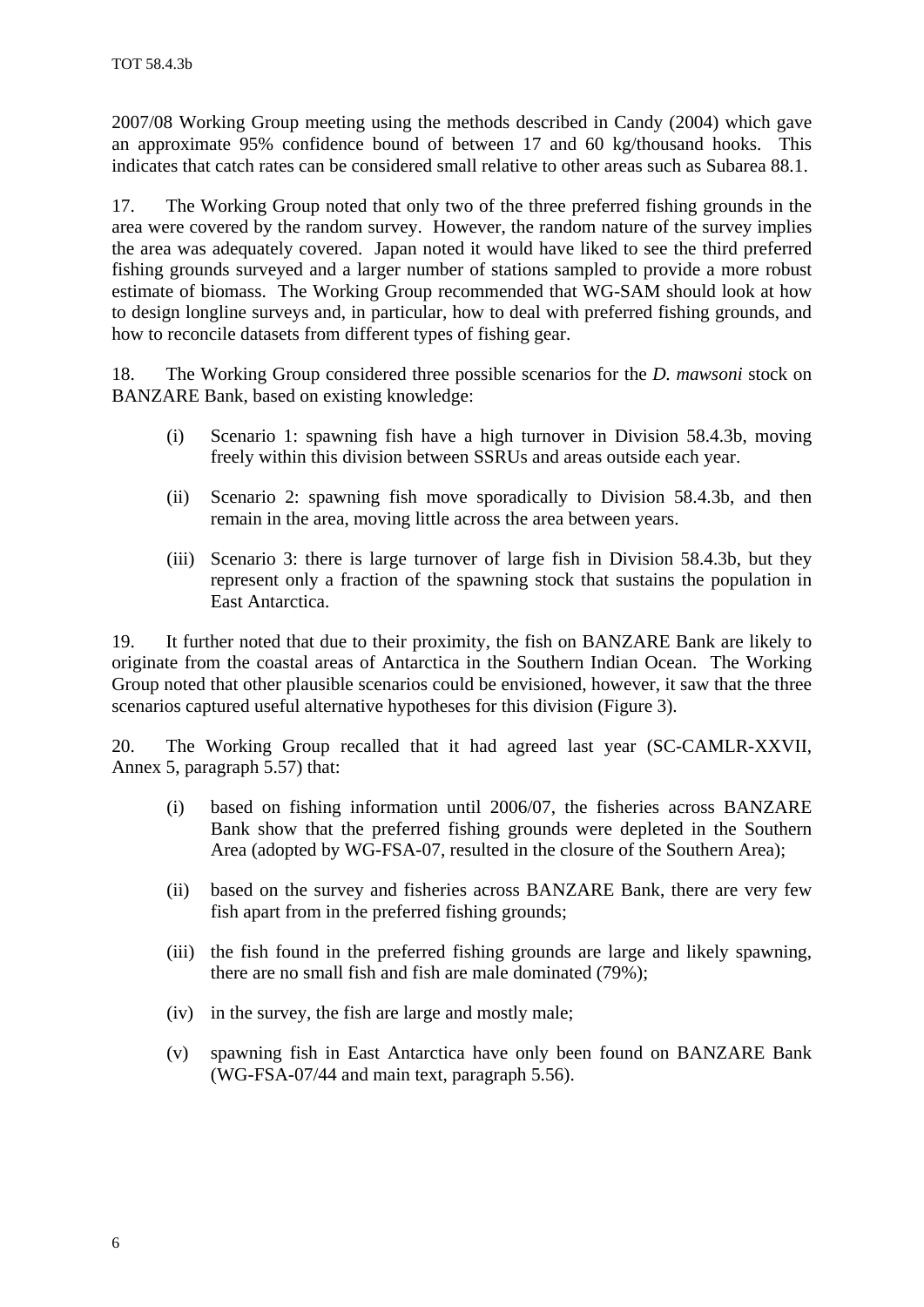2007/08 Working Group meeting using the methods described in Candy (2004) which gave an approximate 95% confidence bound of between 17 and 60 kg/thousand hooks. This indicates that catch rates can be considered small relative to other areas such as Subarea 88.1.

17. The Working Group noted that only two of the three preferred fishing grounds in the area were covered by the random survey. However, the random nature of the survey implies the area was adequately covered. Japan noted it would have liked to see the third preferred fishing grounds surveyed and a larger number of stations sampled to provide a more robust estimate of biomass. The Working Group recommended that WG-SAM should look at how to design longline surveys and, in particular, how to deal with preferred fishing grounds, and how to reconcile datasets from different types of fishing gear.

18. The Working Group considered three possible scenarios for the *D. mawsoni* stock on BANZARE Bank, based on existing knowledge:

(i) Scenario 1: spawning fish have a high turnover in Division 58.4.3b, moving freely within this division between SSRUs and areas outside each year.

(ii) Scenario 2: spawning fish move sporadically to Division 58.4.3b, and then remain in the area, moving little across the area between years.

(iii) Scenario 3: there is large turnover of large fish in Division 58.4.3b, but they represent only a fraction of the spawning stock that sustains the population in East Antarctica.

19. It further noted that due to their proximity, the fish on BANZARE Bank are likely to originate from the coastal areas of Antarctica in the Southern Indian Ocean. The Working Group noted that other plausible scenarios could be envisioned, however, it saw that the three scenarios captured useful alternative hypotheses for this division (Figure 3).

20. The Working Group recalled that it had agreed last year (SC-CAMLR-XXVII, Annex 5, paragraph 5.57) that:

(i) based on fishing information until 2006/07, the fisheries across BANZARE Bank show that the preferred fishing grounds were depleted in the Southern Area (adopted by WG-FSA-07, resulted in the closure of the Southern Area);

(ii) based on the survey and fisheries across BANZARE Bank, there are very few fish apart from in the preferred fishing grounds;

(iii) the fish found in the preferred fishing grounds are large and likely spawning, there are no small fish and fish are male dominated (79%);

(iv) in the survey, the fish are large and mostly male;

(v) spawning fish in East Antarctica have only been found on BANZARE Bank (WG-FSA-07/44 and main text, paragraph 5.56).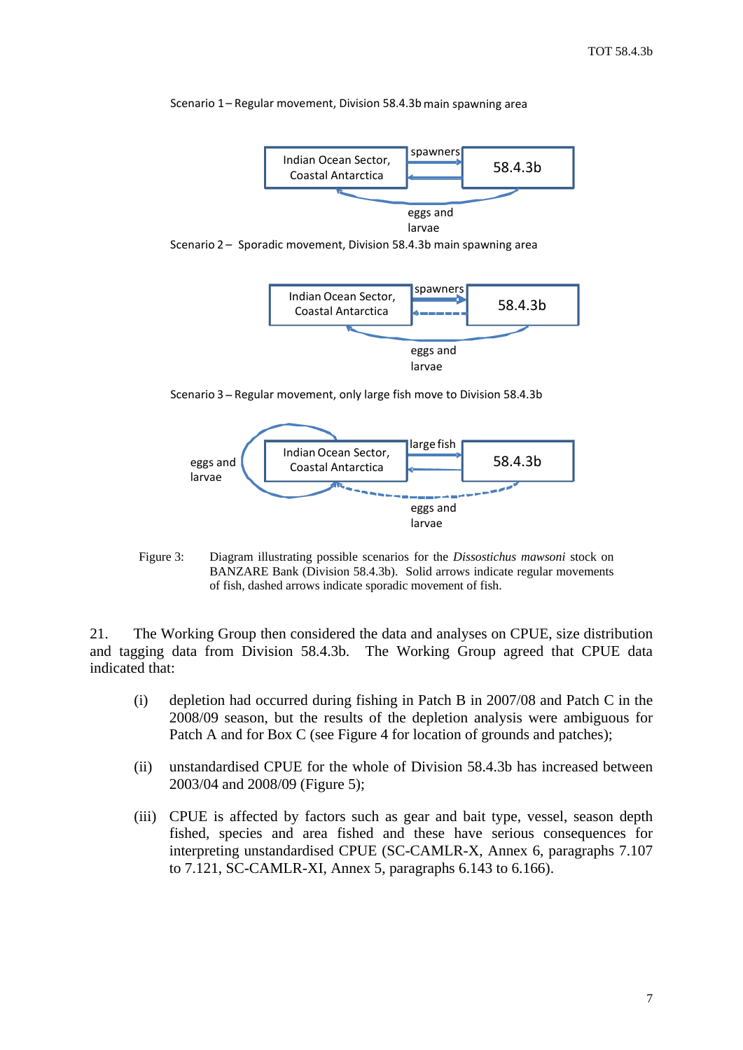Scenario 1 – Regular movement, Division 58.4.3b main spawning area

Indian Ocean Sector, Coastal Antarctica — spawners — 58.4.3b — eggs and larvae

Scenario 2 – Sporadic movement, Division 58.4.3b main spawning area

Indian Ocean Sector, Coastal Antarctica — spawners — 58.4.3b — eggs and larvae

Scenario 3 – Regular movement, only large fish move to Division 58.4.3b

eggs and larvae — Indian Ocean Sector, Coastal Antarctica — large fish — 58.4.3b — eggs and larvae

Figure 3: Diagram illustrating possible scenarios for the *Dissostichus mawsoni* stock on BANZARE Bank (Division 58.4.3b). Solid arrows indicate regular movements of fish, dashed arrows indicate sporadic movement of fish.

21. The Working Group then considered the data and analyses on CPUE, size distribution and tagging data from Division 58.4.3b. The Working Group agreed that CPUE data indicated that:

(i) depletion had occurred during fishing in Patch B in 2007/08 and Patch C in the 2008/09 season, but the results of the depletion analysis were ambiguous for Patch A and for Box C (see Figure 4 for location of grounds and patches);

(ii) unstandardised CPUE for the whole of Division 58.4.3b has increased between 2003/04 and 2008/09 (Figure 5);

(iii) CPUE is affected by factors such as gear and bait type, vessel, season depth fished, species and area fished and these have serious consequences for interpreting unstandardised CPUE (SC-CAMLR-X, Annex 6, paragraphs 7.107 to 7.121, SC-CAMLR-XI, Annex 5, paragraphs 6.143 to 6.166).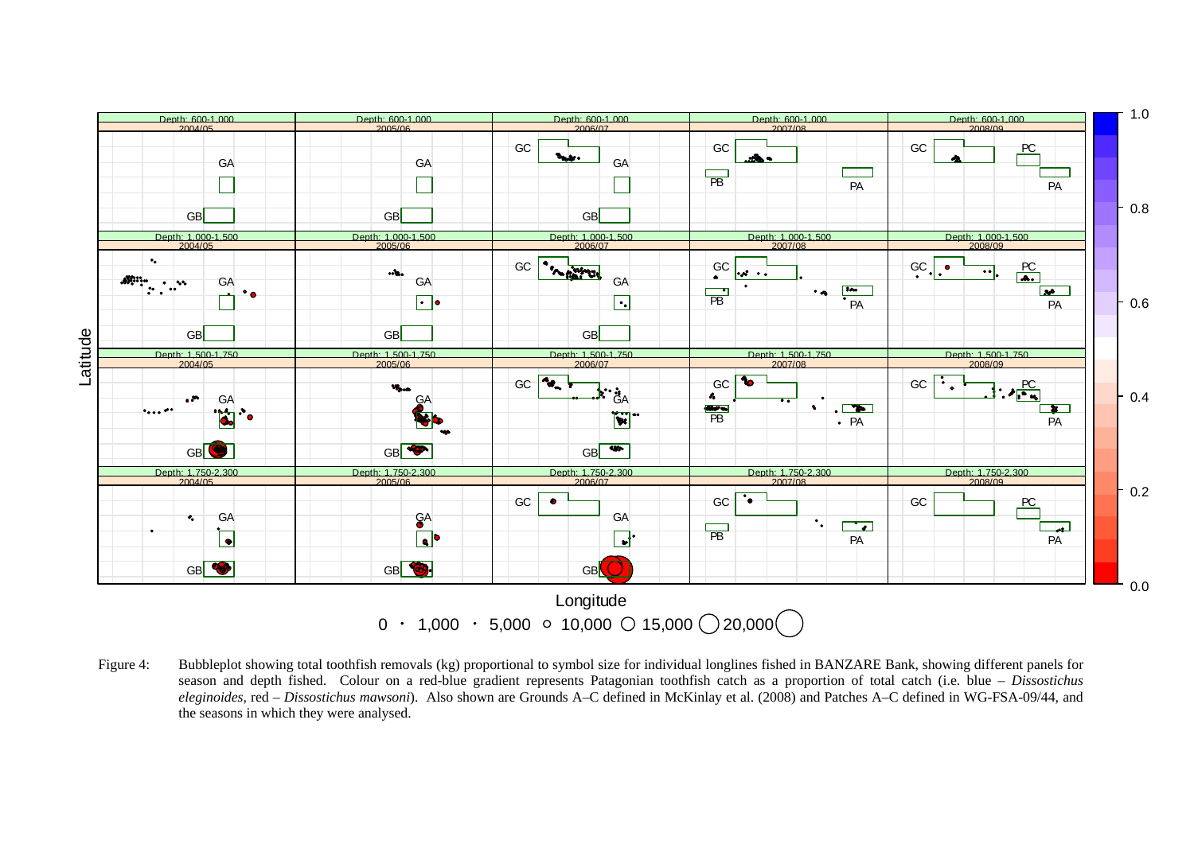Figure 4: Bubbleplot showing total toothfish removals (kg) proportional to symbol size for individual longlines fished in BANZARE Bank, showing different panels for season and depth fished. Colour on a red-blue gradient represents Patagonian toothfish catch as a proportion of total catch (i.e. blue – *Dissostichus eleginoides*, red – *Dissostichus mawsoni*). Also shown are Grounds A–C defined in McKinlay et al. (2008) and Patches A–C defined in WG-FSA-09/44, and the seasons in which they were analysed.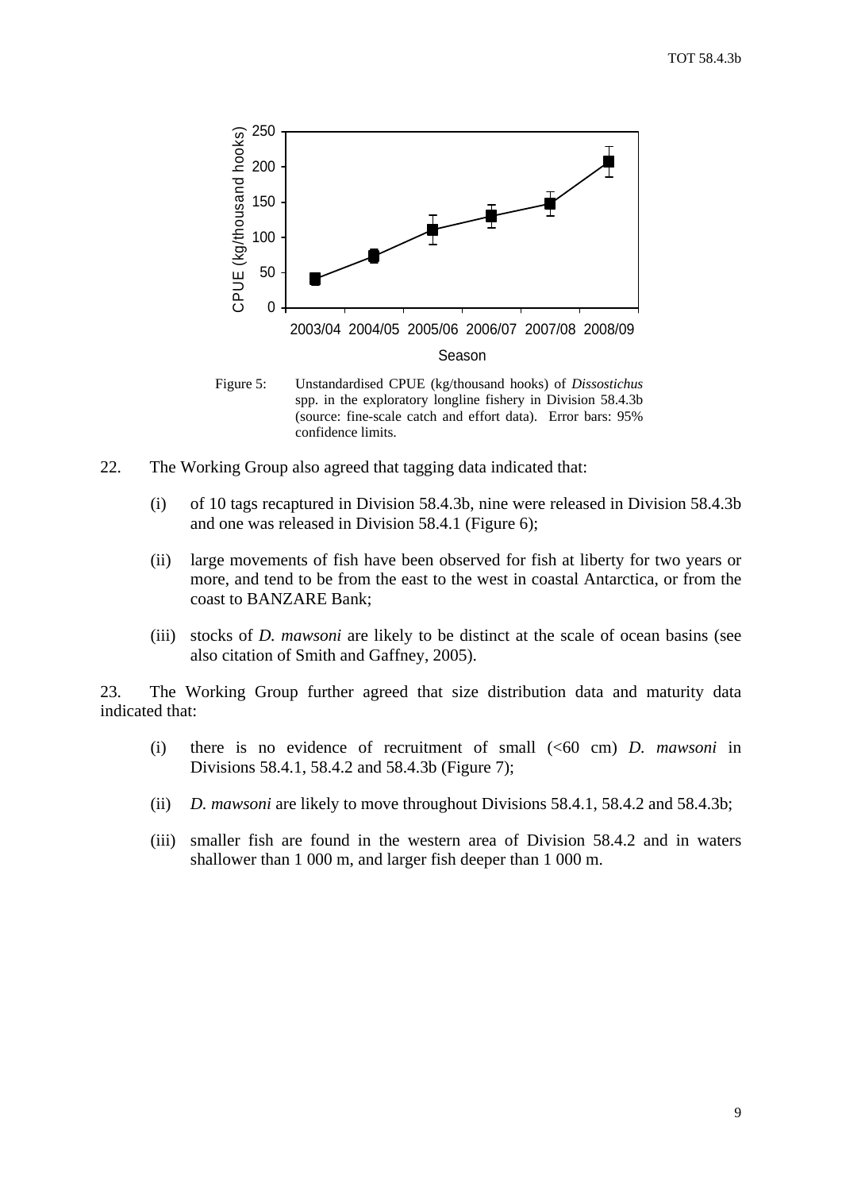Figure 5: Unstandardised CPUE (kg/thousand hooks) of *Dissostichus* spp. in the exploratory longline fishery in Division 58.4.3b (source: fine-scale catch and effort data). Error bars: 95% confidence limits.

22. The Working Group also agreed that tagging data indicated that:

(i) of 10 tags recaptured in Division 58.4.3b, nine were released in Division 58.4.3b and one was released in Division 58.4.1 (Figure 6);

(ii) large movements of fish have been observed for fish at liberty for two years or more, and tend to be from the east to the west in coastal Antarctica, or from the coast to BANZARE Bank;

(iii) stocks of *D. mawsoni* are likely to be distinct at the scale of ocean basins (see also citation of Smith and Gaffney, 2005).

23. The Working Group further agreed that size distribution data and maturity data indicated that:

(i) there is no evidence of recruitment of small (<60 cm) *D. mawsoni* in Divisions 58.4.1, 58.4.2 and 58.4.3b (Figure 7);

(ii) *D. mawsoni* are likely to move throughout Divisions 58.4.1, 58.4.2 and 58.4.3b;

(iii) smaller fish are found in the western area of Division 58.4.2 and in waters shallower than 1 000 m, and larger fish deeper than 1 000 m.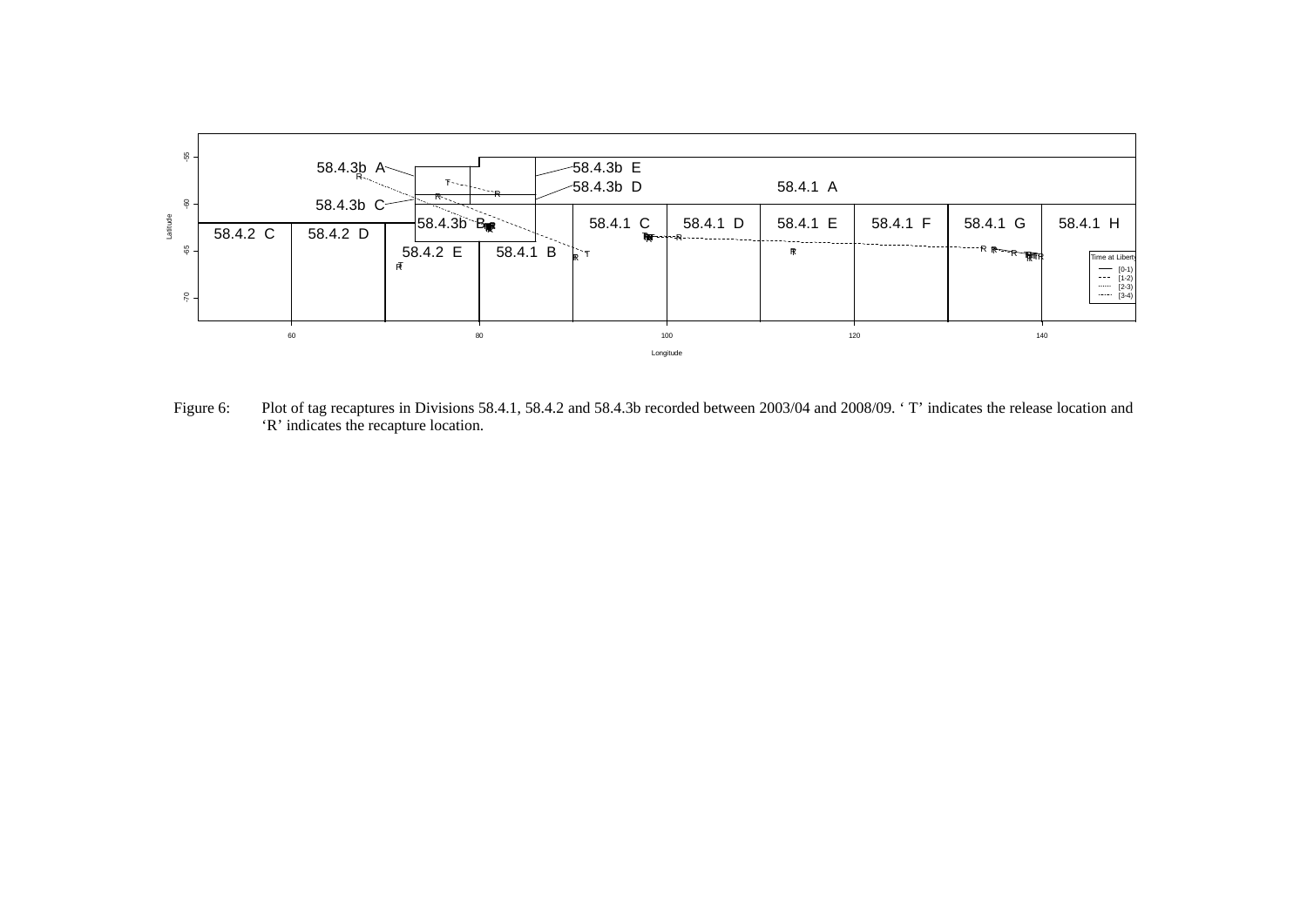Figure 6: Plot of tag recaptures in Divisions 58.4.1, 58.4.2 and 58.4.3b recorded between 2003/04 and 2008/09. 'T' indicates the release location and 'R' indicates the recapture location.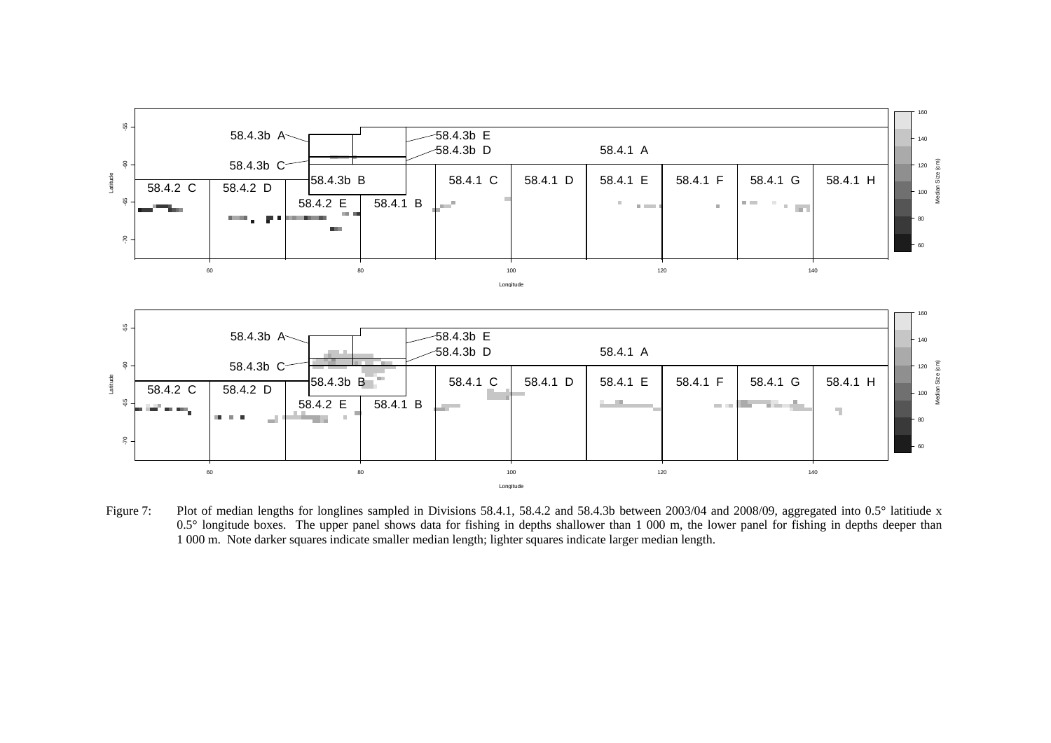Figure 7: Plot of median lengths for longlines sampled in Divisions 58.4.1, 58.4.2 and 58.4.3b between 2003/04 and 2008/09, aggregated into 0.5° latitiude x 0.5° longitude boxes. The upper panel shows data for fishing in depths shallower than 1 000 m, the lower panel for fishing in depths deeper than 1 000 m. Note darker squares indicate smaller median length; lighter squares indicate larger median length.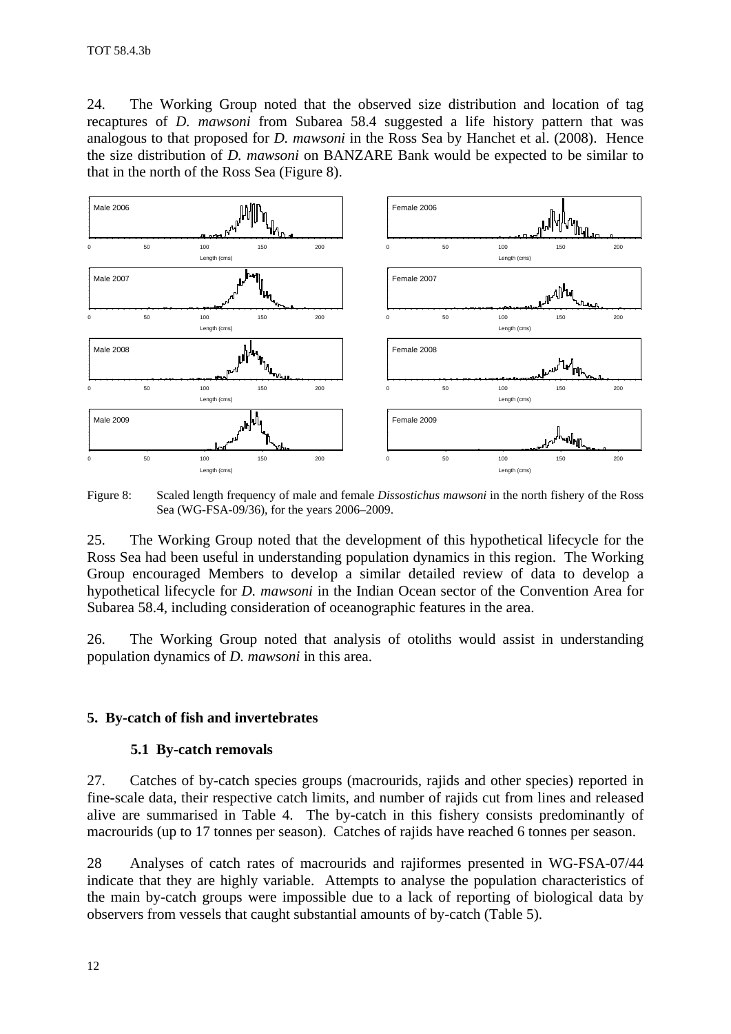24. The Working Group noted that the observed size distribution and location of tag recaptures of *D. mawsoni* from Subarea 58.4 suggested a life history pattern that was analogous to that proposed for *D. mawsoni* in the Ross Sea by Hanchet et al. (2008). Hence the size distribution of *D. mawsoni* on BANZARE Bank would be expected to be similar to that in the north of the Ross Sea (Figure 8).

Figure 8: Scaled length frequency of male and female *Dissostichus mawsoni* in the north fishery of the Ross Sea (WG-FSA-09/36), for the years 2006–2009.

25. The Working Group noted that the development of this hypothetical lifecycle for the Ross Sea had been useful in understanding population dynamics in this region. The Working Group encouraged Members to develop a similar detailed review of data to develop a hypothetical lifecycle for *D. mawsoni* in the Indian Ocean sector of the Convention Area for Subarea 58.4, including consideration of oceanographic features in the area.

26. The Working Group noted that analysis of otoliths would assist in understanding population dynamics of *D. mawsoni* in this area.

## 5. By-catch of fish and invertebrates

### 5.1 By-catch removals

27. Catches of by-catch species groups (macrourids, rajids and other species) reported in fine-scale data, their respective catch limits, and number of rajids cut from lines and released alive are summarised in Table 4. The by-catch in this fishery consists predominantly of macrourids (up to 17 tonnes per season). Catches of rajids have reached 6 tonnes per season.

28 Analyses of catch rates of macrourids and rajiformes presented in WG-FSA-07/44 indicate that they are highly variable. Attempts to analyse the population characteristics of the main by-catch groups were impossible due to a lack of reporting of biological data by observers from vessels that caught substantial amounts of by-catch (Table 5).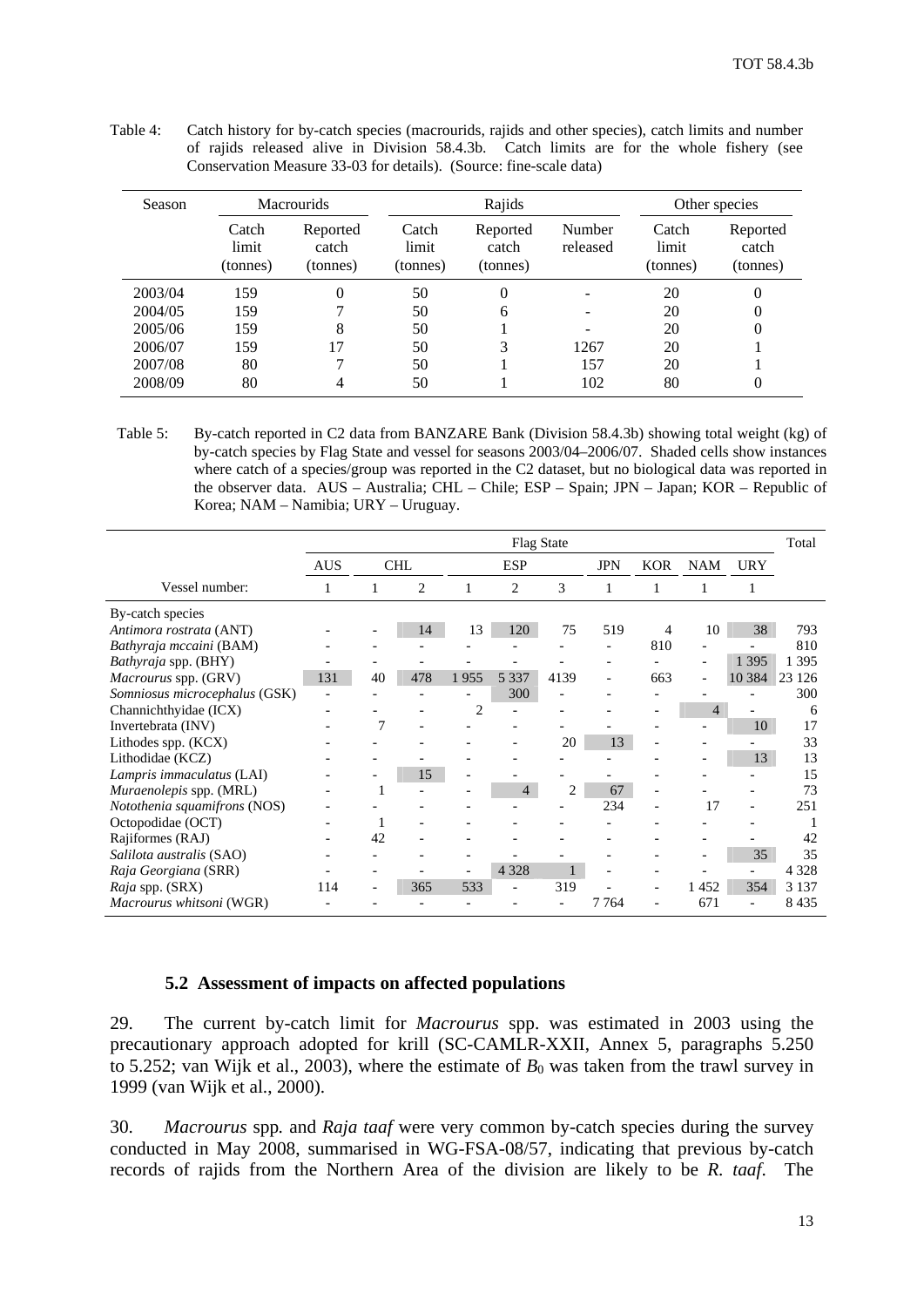Table 4: Catch history for by-catch species (macrourids, rajids and other species), catch limits and number of rajids released alive in Division 58.4.3b. Catch limits are for the whole fishery (see Conservation Measure 33-03 for details). (Source: fine-scale data)

| Season | Macrourids | | Rajids | | | Other species | |
|---|---|---|---|---|---|---|---|
| | Catch limit (tonnes) | Reported catch (tonnes) | Catch limit (tonnes) | Reported catch (tonnes) | Number released | Catch limit (tonnes) | Reported catch (tonnes) |
| 2003/04 | 159 | 0 | 50 | 0 | - | 20 | 0 |
| 2004/05 | 159 | 7 | 50 | 6 | - | 20 | 0 |
| 2005/06 | 159 | 8 | 50 | 1 | - | 20 | 0 |
| 2006/07 | 159 | 17 | 50 | 3 | 1267 | 20 | 1 |
| 2007/08 | 80 | 7 | 50 | 1 | 157 | 20 | 1 |
| 2008/09 | 80 | 4 | 50 | 1 | 102 | 80 | 0 |

Table 5: By-catch reported in C2 data from BANZARE Bank (Division 58.4.3b) showing total weight (kg) of by-catch species by Flag State and vessel for seasons 2003/04–2006/07. Shaded cells show instances where catch of a species/group was reported in the C2 dataset, but no biological data was reported in the observer data. AUS – Australia; CHL – Chile; ESP – Spain; JPN – Japan; KOR – Republic of Korea; NAM – Namibia; URY – Uruguay.

| | Flag State | | | | | | | | | | Total |
|---|---|---|---|---|---|---|---|---|---|---|---|
| | AUS | CHL | | ESP | | | JPN | KOR | NAM | URY | |
| Vessel number: | 1 | 1 | 2 | 1 | 2 | 3 | 1 | 1 | 1 | 1 | |
| By-catch species | | | | | | | | | | | |
| *Antimora rostrata* (ANT) | - | - | 14 | 13 | 120 | 75 | 519 | 4 | 10 | 38 | 793 |
| *Bathyraja mccaini* (BAM) | - | - | - | - | - | - | - | 810 | - | - | 810 |
| *Bathyraja* spp. (BHY) | - | - | - | - | - | - | - | - | - | 1 395 | 1 395 |
| *Macrourus* spp. (GRV) | 131 | 40 | 478 | 1 955 | 5 337 | 4139 | - | 663 | - | 10 384 | 23 126 |
| *Somniosus microcephalus* (GSK) | - | - | - | - | 300 | - | - | - | - | - | 300 |
| Channichthyidae (ICX) | - | - | - | 2 | - | - | - | - | 4 | - | 6 |
| Invertebrata (INV) | - | 7 | - | - | - | - | - | - | - | 10 | 17 |
| Lithodes spp. (KCX) | - | - | - | - | - | 20 | 13 | - | - | - | 33 |
| Lithodidae (KCZ) | - | - | - | - | - | - | - | - | - | 13 | 13 |
| *Lampris immaculatus* (LAI) | - | - | 15 | - | - | - | - | - | - | - | 15 |
| *Muraenolepis* spp. (MRL) | - | 1 | - | - | 4 | 2 | 67 | - | - | - | 73 |
| *Notothenia squamifrons* (NOS) | - | - | - | - | - | - | 234 | - | 17 | - | 251 |
| Octopodidae (OCT) | - | 1 | - | - | - | - | - | - | - | - | 1 |
| Rajiformes (RAJ) | - | 42 | - | - | - | - | - | - | - | - | 42 |
| *Salilota australis* (SAO) | - | - | - | - | - | - | - | - | - | 35 | 35 |
| *Raja Georgiana* (SRR) | - | - | - | - | 4 328 | 1 | - | - | - | - | 4 328 |
| *Raja* spp. (SRX) | 114 | - | 365 | 533 | - | 319 | - | - | 1 452 | 354 | 3 137 |
| *Macrourus whitsoni* (WGR) | - | - | - | - | - | - | 7 764 | - | 671 | - | 8 435 |

### 5.2 Assessment of impacts on affected populations

29. The current by-catch limit for *Macrourus* spp. was estimated in 2003 using the precautionary approach adopted for krill (SC-CAMLR-XXII, Annex 5, paragraphs 5.250 to 5.252; van Wijk et al., 2003), where the estimate of $B_0$ was taken from the trawl survey in 1999 (van Wijk et al., 2000).

30. *Macrourus* spp. and *Raja taaf* were very common by-catch species during the survey conducted in May 2008, summarised in WG-FSA-08/57, indicating that previous by-catch records of rajids from the Northern Area of the division are likely to be *R. taaf*. The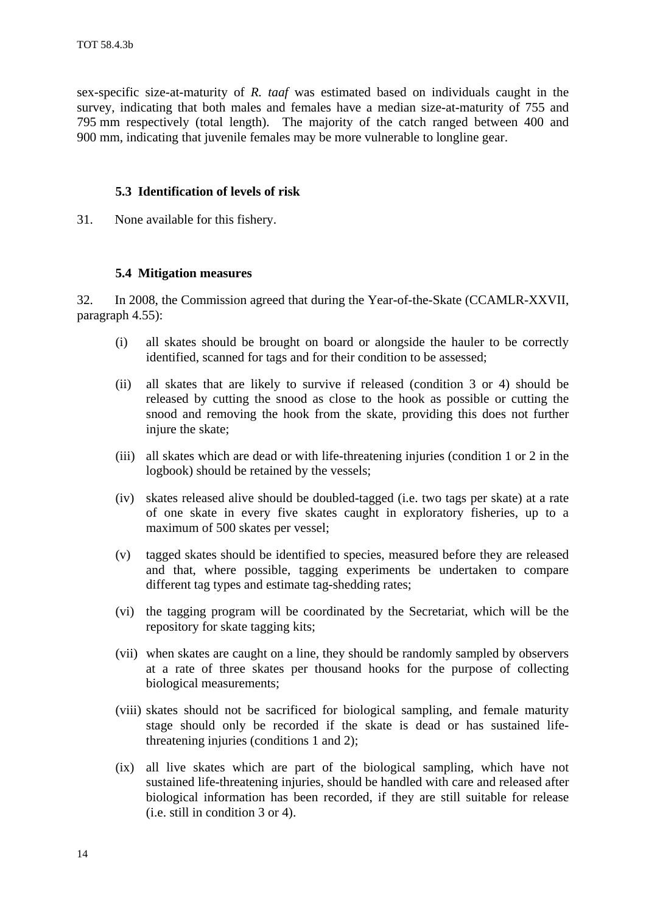sex-specific size-at-maturity of *R. taaf* was estimated based on individuals caught in the survey, indicating that both males and females have a median size-at-maturity of 755 and 795 mm respectively (total length). The majority of the catch ranged between 400 and 900 mm, indicating that juvenile females may be more vulnerable to longline gear.

### 5.3 Identification of levels of risk

31. None available for this fishery.

### 5.4 Mitigation measures

32. In 2008, the Commission agreed that during the Year-of-the-Skate (CCAMLR-XXVII, paragraph 4.55):

(i) all skates should be brought on board or alongside the hauler to be correctly identified, scanned for tags and for their condition to be assessed;

(ii) all skates that are likely to survive if released (condition 3 or 4) should be released by cutting the snood as close to the hook as possible or cutting the snood and removing the hook from the skate, providing this does not further injure the skate;

(iii) all skates which are dead or with life-threatening injuries (condition 1 or 2 in the logbook) should be retained by the vessels;

(iv) skates released alive should be doubled-tagged (i.e. two tags per skate) at a rate of one skate in every five skates caught in exploratory fisheries, up to a maximum of 500 skates per vessel;

(v) tagged skates should be identified to species, measured before they are released and that, where possible, tagging experiments be undertaken to compare different tag types and estimate tag-shedding rates;

(vi) the tagging program will be coordinated by the Secretariat, which will be the repository for skate tagging kits;

(vii) when skates are caught on a line, they should be randomly sampled by observers at a rate of three skates per thousand hooks for the purpose of collecting biological measurements;

(viii) skates should not be sacrificed for biological sampling, and female maturity stage should only be recorded if the skate is dead or has sustained life-threatening injuries (conditions 1 and 2);

(ix) all live skates which are part of the biological sampling, which have not sustained life-threatening injuries, should be handled with care and released after biological information has been recorded, if they are still suitable for release (i.e. still in condition 3 or 4).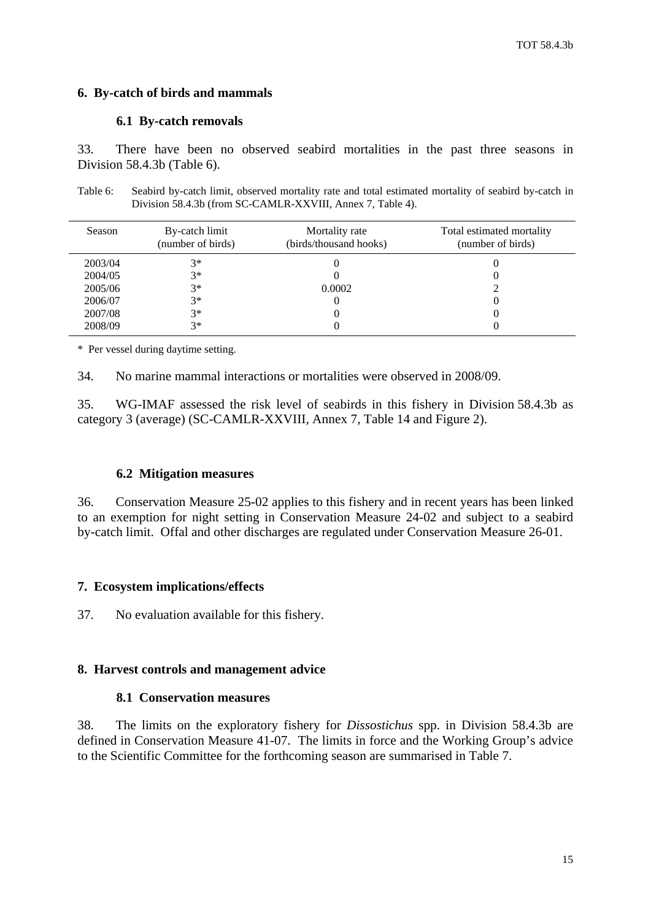## 6. By-catch of birds and mammals

### 6.1 By-catch removals

33. There have been no observed seabird mortalities in the past three seasons in Division 58.4.3b (Table 6).

Table 6: Seabird by-catch limit, observed mortality rate and total estimated mortality of seabird by-catch in Division 58.4.3b (from SC-CAMLR-XXVIII, Annex 7, Table 4).

| Season | By-catch limit (number of birds) | Mortality rate (birds/thousand hooks) | Total estimated mortality (number of birds) |
|---|---|---|---|
| 2003/04 | 3* | 0 | 0 |
| 2004/05 | 3* | 0 | 0 |
| 2005/06 | 3* | 0.0002 | 2 |
| 2006/07 | 3* | 0 | 0 |
| 2007/08 | 3* | 0 | 0 |
| 2008/09 | 3* | 0 | 0 |

\* Per vessel during daytime setting.

34. No marine mammal interactions or mortalities were observed in 2008/09.

35. WG-IMAF assessed the risk level of seabirds in this fishery in Division 58.4.3b as category 3 (average) (SC-CAMLR-XXVIII, Annex 7, Table 14 and Figure 2).

### 6.2 Mitigation measures

36. Conservation Measure 25-02 applies to this fishery and in recent years has been linked to an exemption for night setting in Conservation Measure 24-02 and subject to a seabird by-catch limit. Offal and other discharges are regulated under Conservation Measure 26-01.

## 7. Ecosystem implications/effects

37. No evaluation available for this fishery.

## 8. Harvest controls and management advice

### 8.1 Conservation measures

38. The limits on the exploratory fishery for *Dissostichus* spp. in Division 58.4.3b are defined in Conservation Measure 41-07. The limits in force and the Working Group's advice to the Scientific Committee for the forthcoming season are summarised in Table 7.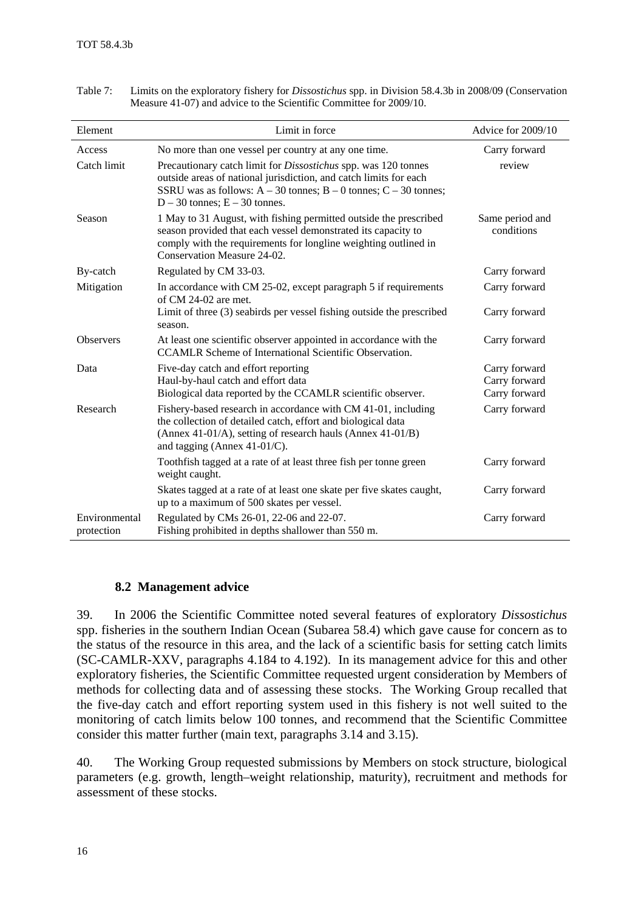Table 7: Limits on the exploratory fishery for *Dissostichus* spp. in Division 58.4.3b in 2008/09 (Conservation Measure 41-07) and advice to the Scientific Committee for 2009/10.

| Element | Limit in force | Advice for 2009/10 |
|---|---|---|
| Access | No more than one vessel per country at any one time. | Carry forward |
| Catch limit | Precautionary catch limit for *Dissostichus* spp. was 120 tonnes outside areas of national jurisdiction, and catch limits for each SSRU was as follows: A – 30 tonnes; B – 0 tonnes; C – 30 tonnes; D – 30 tonnes; E – 30 tonnes. | review |
| Season | 1 May to 31 August, with fishing permitted outside the prescribed season provided that each vessel demonstrated its capacity to comply with the requirements for longline weighting outlined in Conservation Measure 24-02. | Same period and conditions |
| By-catch | Regulated by CM 33-03. | Carry forward |
| Mitigation | In accordance with CM 25-02, except paragraph 5 if requirements of CM 24-02 are met. | Carry forward |
| | Limit of three (3) seabirds per vessel fishing outside the prescribed season. | Carry forward |
| Observers | At least one scientific observer appointed in accordance with the CCAMLR Scheme of International Scientific Observation. | Carry forward |
| Data | Five-day catch and effort reporting<br>Haul-by-haul catch and effort data<br>Biological data reported by the CCAMLR scientific observer. | Carry forward<br>Carry forward<br>Carry forward |
| Research | Fishery-based research in accordance with CM 41-01, including the collection of detailed catch, effort and biological data (Annex 41-01/A), setting of research hauls (Annex 41-01/B) and tagging (Annex 41-01/C). | Carry forward |
| | Toothfish tagged at a rate of at least three fish per tonne green weight caught. | Carry forward |
| | Skates tagged at a rate of at least one skate per five skates caught, up to a maximum of 500 skates per vessel. | Carry forward |
| Environmental protection | Regulated by CMs 26-01, 22-06 and 22-07.<br>Fishing prohibited in depths shallower than 550 m. | Carry forward |

### 8.2 Management advice

39. In 2006 the Scientific Committee noted several features of exploratory *Dissostichus* spp. fisheries in the southern Indian Ocean (Subarea 58.4) which gave cause for concern as to the status of the resource in this area, and the lack of a scientific basis for setting catch limits (SC-CAMLR-XXV, paragraphs 4.184 to 4.192). In its management advice for this and other exploratory fisheries, the Scientific Committee requested urgent consideration by Members of methods for collecting data and of assessing these stocks. The Working Group recalled that the five-day catch and effort reporting system used in this fishery is not well suited to the monitoring of catch limits below 100 tonnes, and recommend that the Scientific Committee consider this matter further (main text, paragraphs 3.14 and 3.15).

40. The Working Group requested submissions by Members on stock structure, biological parameters (e.g. growth, length–weight relationship, maturity), recruitment and methods for assessment of these stocks.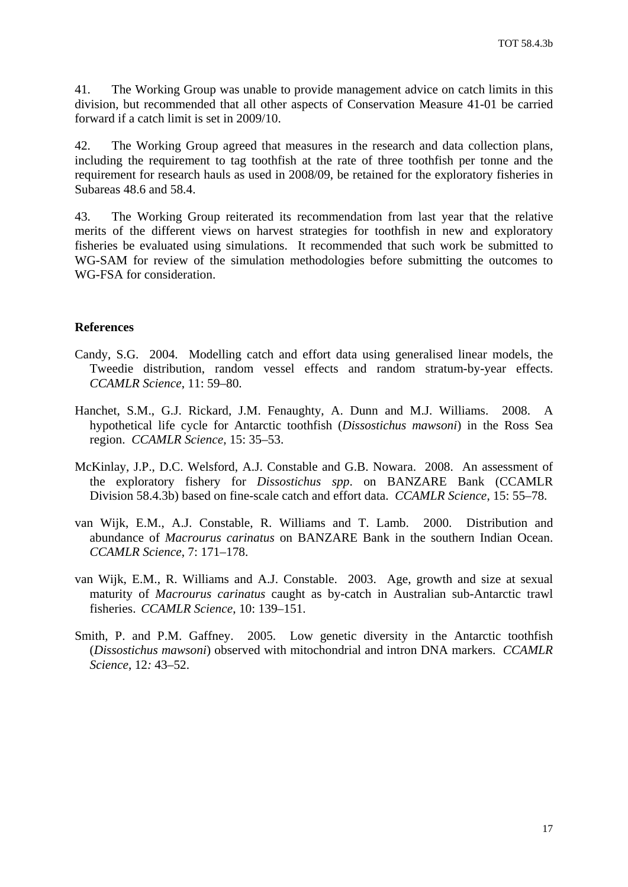41. The Working Group was unable to provide management advice on catch limits in this division, but recommended that all other aspects of Conservation Measure 41-01 be carried forward if a catch limit is set in 2009/10.

42. The Working Group agreed that measures in the research and data collection plans, including the requirement to tag toothfish at the rate of three toothfish per tonne and the requirement for research hauls as used in 2008/09, be retained for the exploratory fisheries in Subareas 48.6 and 58.4.

43. The Working Group reiterated its recommendation from last year that the relative merits of the different views on harvest strategies for toothfish in new and exploratory fisheries be evaluated using simulations. It recommended that such work be submitted to WG-SAM for review of the simulation methodologies before submitting the outcomes to WG-FSA for consideration.

## References

Candy, S.G. 2004. Modelling catch and effort data using generalised linear models, the Tweedie distribution, random vessel effects and random stratum-by-year effects. *CCAMLR Science*, 11: 59–80.

Hanchet, S.M., G.J. Rickard, J.M. Fenaughty, A. Dunn and M.J. Williams. 2008. A hypothetical life cycle for Antarctic toothfish (*Dissostichus mawsoni*) in the Ross Sea region. *CCAMLR Science*, 15: 35–53.

McKinlay, J.P., D.C. Welsford, A.J. Constable and G.B. Nowara. 2008. An assessment of the exploratory fishery for *Dissostichus spp*. on BANZARE Bank (CCAMLR Division 58.4.3b) based on fine-scale catch and effort data. *CCAMLR Science*, 15: 55–78.

van Wijk, E.M., A.J. Constable, R. Williams and T. Lamb. 2000. Distribution and abundance of *Macrourus carinatus* on BANZARE Bank in the southern Indian Ocean. *CCAMLR Science*, 7: 171–178.

van Wijk, E.M., R. Williams and A.J. Constable. 2003. Age, growth and size at sexual maturity of *Macrourus carinatus* caught as by-catch in Australian sub-Antarctic trawl fisheries. *CCAMLR Science*, 10: 139–151.

Smith, P. and P.M. Gaffney. 2005. Low genetic diversity in the Antarctic toothfish (*Dissostichus mawsoni*) observed with mitochondrial and intron DNA markers. *CCAMLR Science*, 12*:* 43–52.